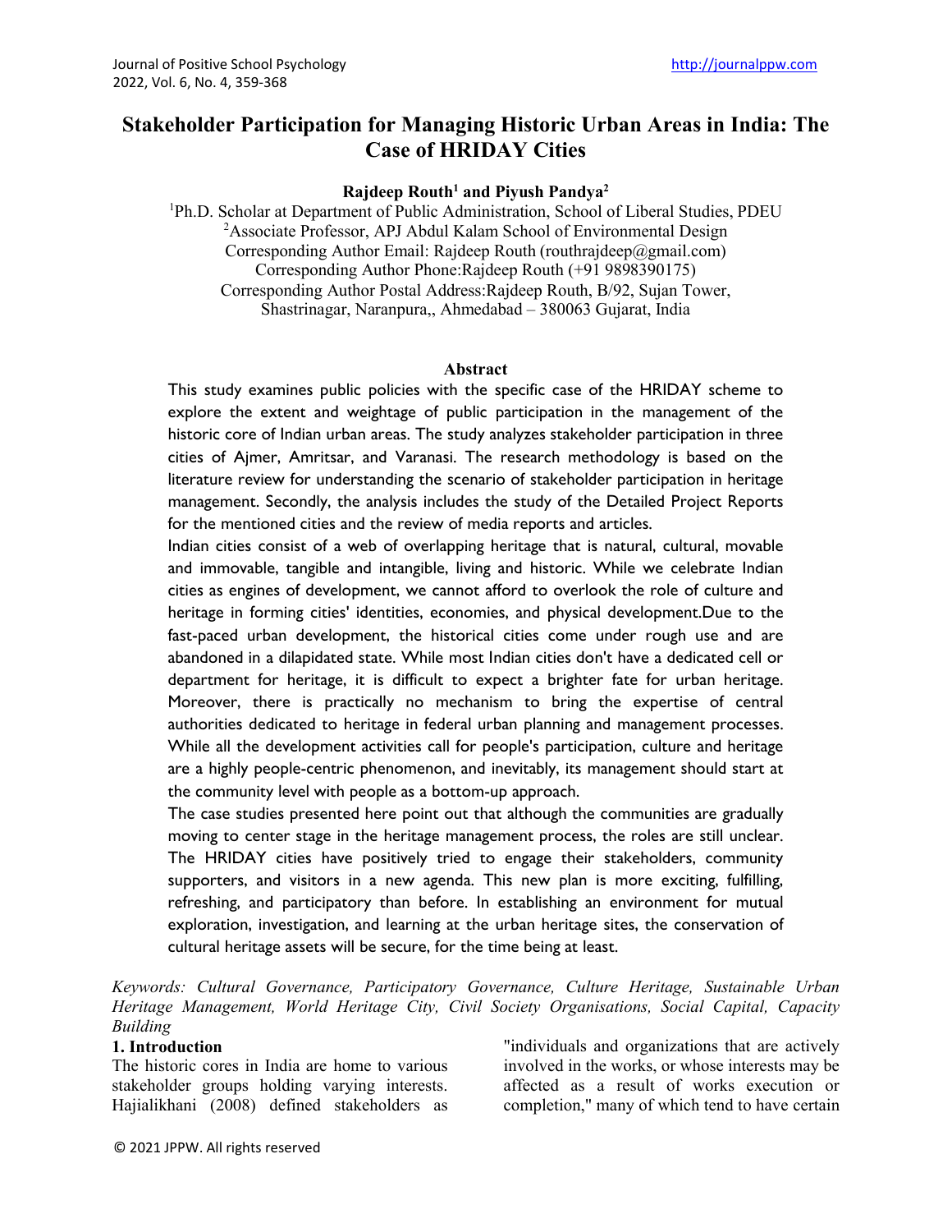# Stakeholder Participation for Managing Historic Urban Areas in India: The Case of HRIDAY Cities

**Rajdeep Routh[1] and Piyush Pandya[2]**

[1]Ph.D. Scholar at Department of Public Administration, School of Liberal Studies, PDEU
[2]Associate Professor, APJ Abdul Kalam School of Environmental Design
Corresponding Author Email: Rajdeep Routh (routhrajdeep@gmail.com)
Corresponding Author Phone:Rajdeep Routh (+91 9898390175)
Corresponding Author Postal Address:Rajdeep Routh, B/92, Sujan Tower, Shastrinagar, Naranpura,, Ahmedabad – 380063 Gujarat, India

## Abstract

This study examines public policies with the specific case of the HRIDAY scheme to explore the extent and weightage of public participation in the management of the historic core of Indian urban areas. The study analyzes stakeholder participation in three cities of Ajmer, Amritsar, and Varanasi. The research methodology is based on the literature review for understanding the scenario of stakeholder participation in heritage management. Secondly, the analysis includes the study of the Detailed Project Reports for the mentioned cities and the review of media reports and articles.

Indian cities consist of a web of overlapping heritage that is natural, cultural, movable and immovable, tangible and intangible, living and historic. While we celebrate Indian cities as engines of development, we cannot afford to overlook the role of culture and heritage in forming cities' identities, economies, and physical development.Due to the fast-paced urban development, the historical cities come under rough use and are abandoned in a dilapidated state. While most Indian cities don't have a dedicated cell or department for heritage, it is difficult to expect a brighter fate for urban heritage. Moreover, there is practically no mechanism to bring the expertise of central authorities dedicated to heritage in federal urban planning and management processes. While all the development activities call for people's participation, culture and heritage are a highly people-centric phenomenon, and inevitably, its management should start at the community level with people as a bottom-up approach.

The case studies presented here point out that although the communities are gradually moving to center stage in the heritage management process, the roles are still unclear. The HRIDAY cities have positively tried to engage their stakeholders, community supporters, and visitors in a new agenda. This new plan is more exciting, fulfilling, refreshing, and participatory than before. In establishing an environment for mutual exploration, investigation, and learning at the urban heritage sites, the conservation of cultural heritage assets will be secure, for the time being at least.

*Keywords: Cultural Governance, Participatory Governance, Culture Heritage, Sustainable Urban Heritage Management, World Heritage City, Civil Society Organisations, Social Capital, Capacity Building*

## 1. Introduction

The historic cores in India are home to various stakeholder groups holding varying interests. Hajialikhani (2008) defined stakeholders as "individuals and organizations that are actively involved in the works, or whose interests may be affected as a result of works execution or completion," many of which tend to have certain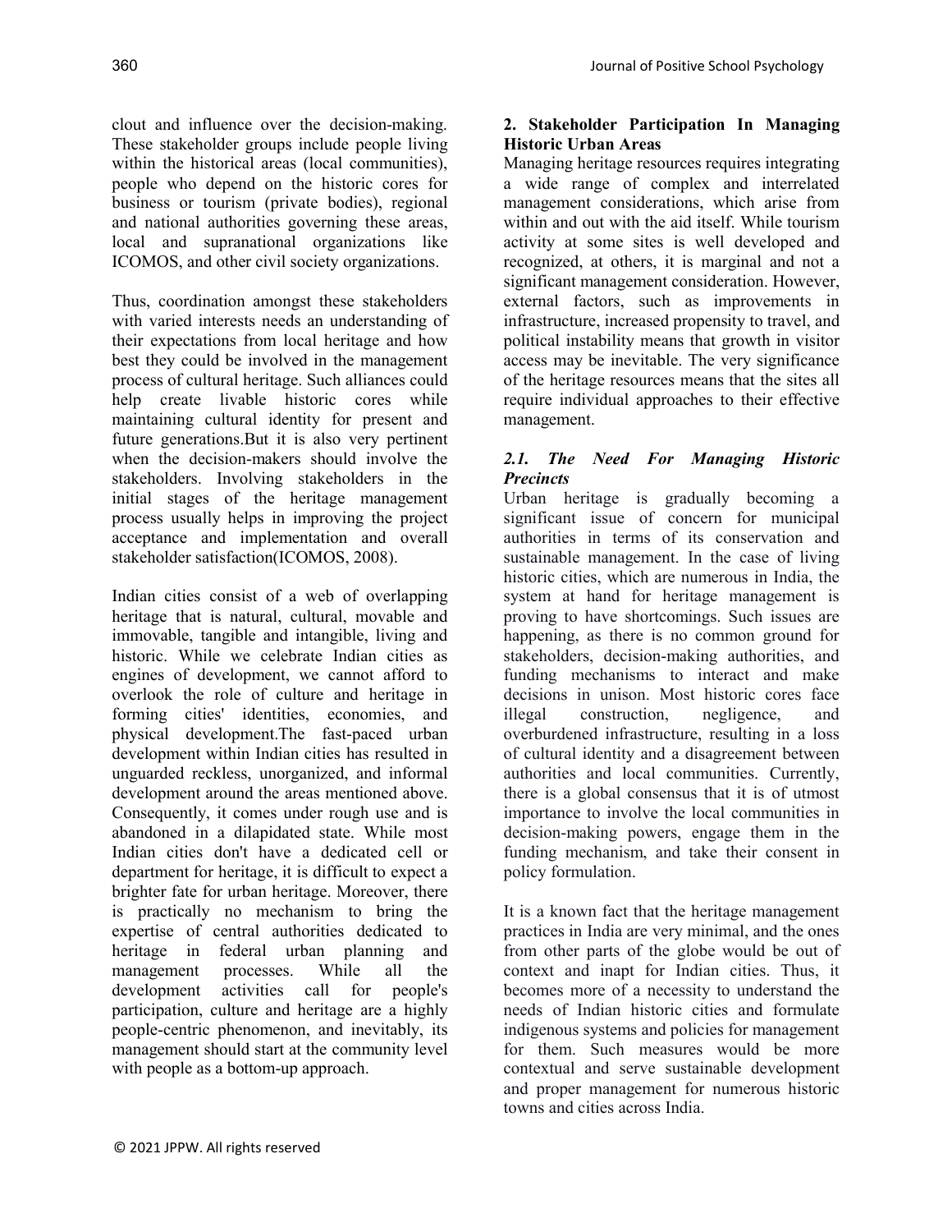clout and influence over the decision-making. These stakeholder groups include people living within the historical areas (local communities), people who depend on the historic cores for business or tourism (private bodies), regional and national authorities governing these areas, local and supranational organizations like ICOMOS, and other civil society organizations.

Thus, coordination amongst these stakeholders with varied interests needs an understanding of their expectations from local heritage and how best they could be involved in the management process of cultural heritage. Such alliances could help create livable historic cores while maintaining cultural identity for present and future generations.But it is also very pertinent when the decision-makers should involve the stakeholders. Involving stakeholders in the initial stages of the heritage management process usually helps in improving the project acceptance and implementation and overall stakeholder satisfaction(ICOMOS, 2008).

Indian cities consist of a web of overlapping heritage that is natural, cultural, movable and immovable, tangible and intangible, living and historic. While we celebrate Indian cities as engines of development, we cannot afford to overlook the role of culture and heritage in forming cities' identities, economies, and physical development.The fast-paced urban development within Indian cities has resulted in unguarded reckless, unorganized, and informal development around the areas mentioned above. Consequently, it comes under rough use and is abandoned in a dilapidated state. While most Indian cities don't have a dedicated cell or department for heritage, it is difficult to expect a brighter fate for urban heritage. Moreover, there is practically no mechanism to bring the expertise of central authorities dedicated to heritage in federal urban planning and management processes. While all the development activities call for people's participation, culture and heritage are a highly people-centric phenomenon, and inevitably, its management should start at the community level with people as a bottom-up approach.

## 2. Stakeholder Participation In Managing Historic Urban Areas

Managing heritage resources requires integrating a wide range of complex and interrelated management considerations, which arise from within and out with the aid itself. While tourism activity at some sites is well developed and recognized, at others, it is marginal and not a significant management consideration. However, external factors, such as improvements in infrastructure, increased propensity to travel, and political instability means that growth in visitor access may be inevitable. The very significance of the heritage resources means that the sites all require individual approaches to their effective management.

### *2.1. The Need For Managing Historic Precincts*

Urban heritage is gradually becoming a significant issue of concern for municipal authorities in terms of its conservation and sustainable management. In the case of living historic cities, which are numerous in India, the system at hand for heritage management is proving to have shortcomings. Such issues are happening, as there is no common ground for stakeholders, decision-making authorities, and funding mechanisms to interact and make decisions in unison. Most historic cores face illegal construction, negligence, and overburdened infrastructure, resulting in a loss of cultural identity and a disagreement between authorities and local communities. Currently, there is a global consensus that it is of utmost importance to involve the local communities in decision-making powers, engage them in the funding mechanism, and take their consent in policy formulation.

It is a known fact that the heritage management practices in India are very minimal, and the ones from other parts of the globe would be out of context and inapt for Indian cities. Thus, it becomes more of a necessity to understand the needs of Indian historic cities and formulate indigenous systems and policies for management for them. Such measures would be more contextual and serve sustainable development and proper management for numerous historic towns and cities across India.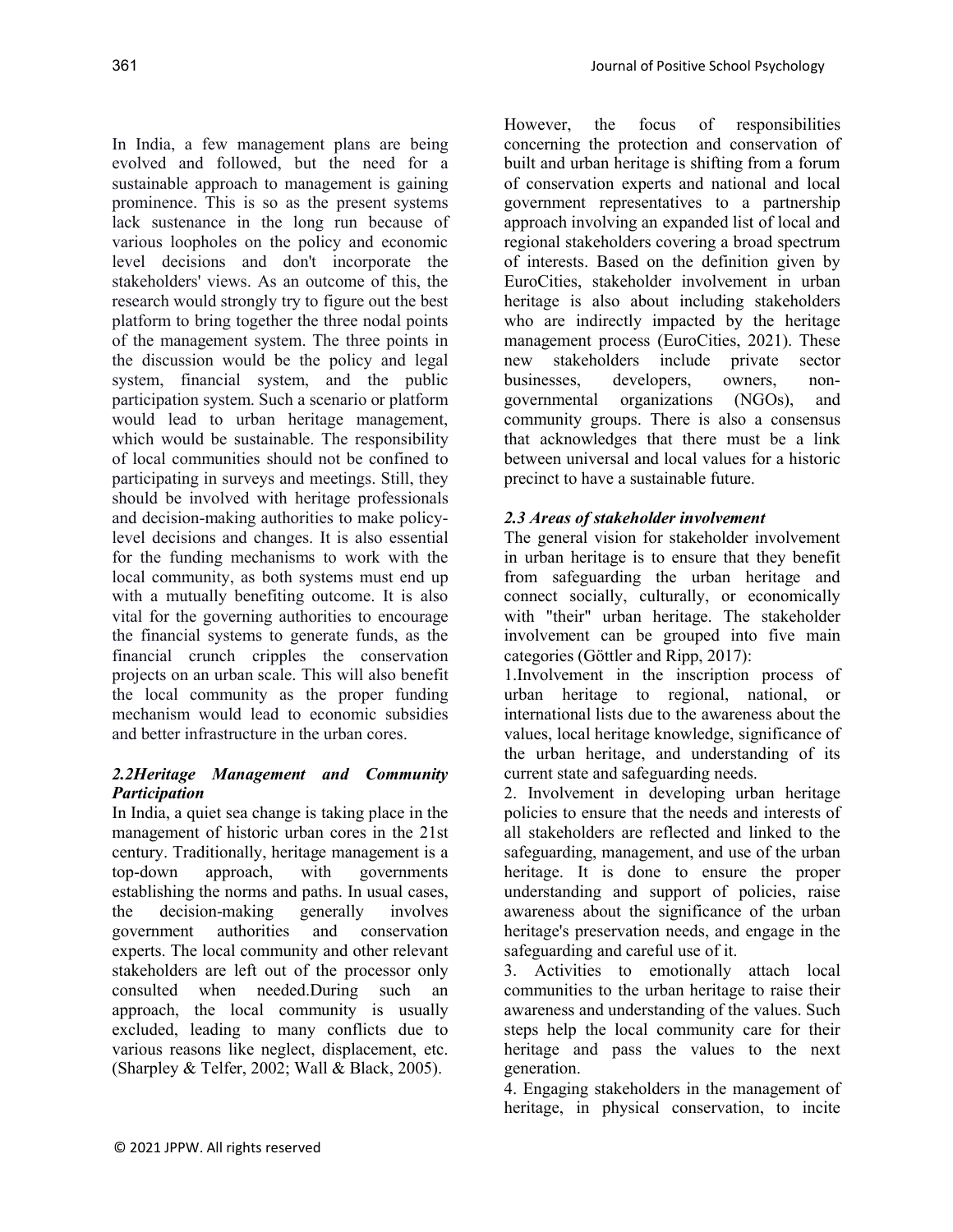In India, a few management plans are being evolved and followed, but the need for a sustainable approach to management is gaining prominence. This is so as the present systems lack sustenance in the long run because of various loopholes on the policy and economic level decisions and don't incorporate the stakeholders' views. As an outcome of this, the research would strongly try to figure out the best platform to bring together the three nodal points of the management system. The three points in the discussion would be the policy and legal system, financial system, and the public participation system. Such a scenario or platform would lead to urban heritage management, which would be sustainable. The responsibility of local communities should not be confined to participating in surveys and meetings. Still, they should be involved with heritage professionals and decision-making authorities to make policy-level decisions and changes. It is also essential for the funding mechanisms to work with the local community, as both systems must end up with a mutually benefiting outcome. It is also vital for the governing authorities to encourage the financial systems to generate funds, as the financial crunch cripples the conservation projects on an urban scale. This will also benefit the local community as the proper funding mechanism would lead to economic subsidies and better infrastructure in the urban cores.

### *2.2Heritage Management and Community Participation*

In India, a quiet sea change is taking place in the management of historic urban cores in the 21st century. Traditionally, heritage management is a top-down approach, with governments establishing the norms and paths. In usual cases, the decision-making generally involves government authorities and conservation experts. The local community and other relevant stakeholders are left out of the processor only consulted when needed.During such an approach, the local community is usually excluded, leading to many conflicts due to various reasons like neglect, displacement, etc. (Sharpley & Telfer, 2002; Wall & Black, 2005).

However, the focus of responsibilities concerning the protection and conservation of built and urban heritage is shifting from a forum of conservation experts and national and local government representatives to a partnership approach involving an expanded list of local and regional stakeholders covering a broad spectrum of interests. Based on the definition given by EuroCities, stakeholder involvement in urban heritage is also about including stakeholders who are indirectly impacted by the heritage management process (EuroCities, 2021). These new stakeholders include private sector businesses, developers, owners, non-governmental organizations (NGOs), and community groups. There is also a consensus that acknowledges that there must be a link between universal and local values for a historic precinct to have a sustainable future.

### *2.3 Areas of stakeholder involvement*

The general vision for stakeholder involvement in urban heritage is to ensure that they benefit from safeguarding the urban heritage and connect socially, culturally, or economically with "their" urban heritage. The stakeholder involvement can be grouped into five main categories (Göttler and Ripp, 2017):

1. Involvement in the inscription process of urban heritage to regional, national, or international lists due to the awareness about the values, local heritage knowledge, significance of the urban heritage, and understanding of its current state and safeguarding needs.
2. Involvement in developing urban heritage policies to ensure that the needs and interests of all stakeholders are reflected and linked to the safeguarding, management, and use of the urban heritage. It is done to ensure the proper understanding and support of policies, raise awareness about the significance of the urban heritage's preservation needs, and engage in the safeguarding and careful use of it.
3. Activities to emotionally attach local communities to the urban heritage to raise their awareness and understanding of the values. Such steps help the local community care for their heritage and pass the values to the next generation.
4. Engaging stakeholders in the management of heritage, in physical conservation, to incite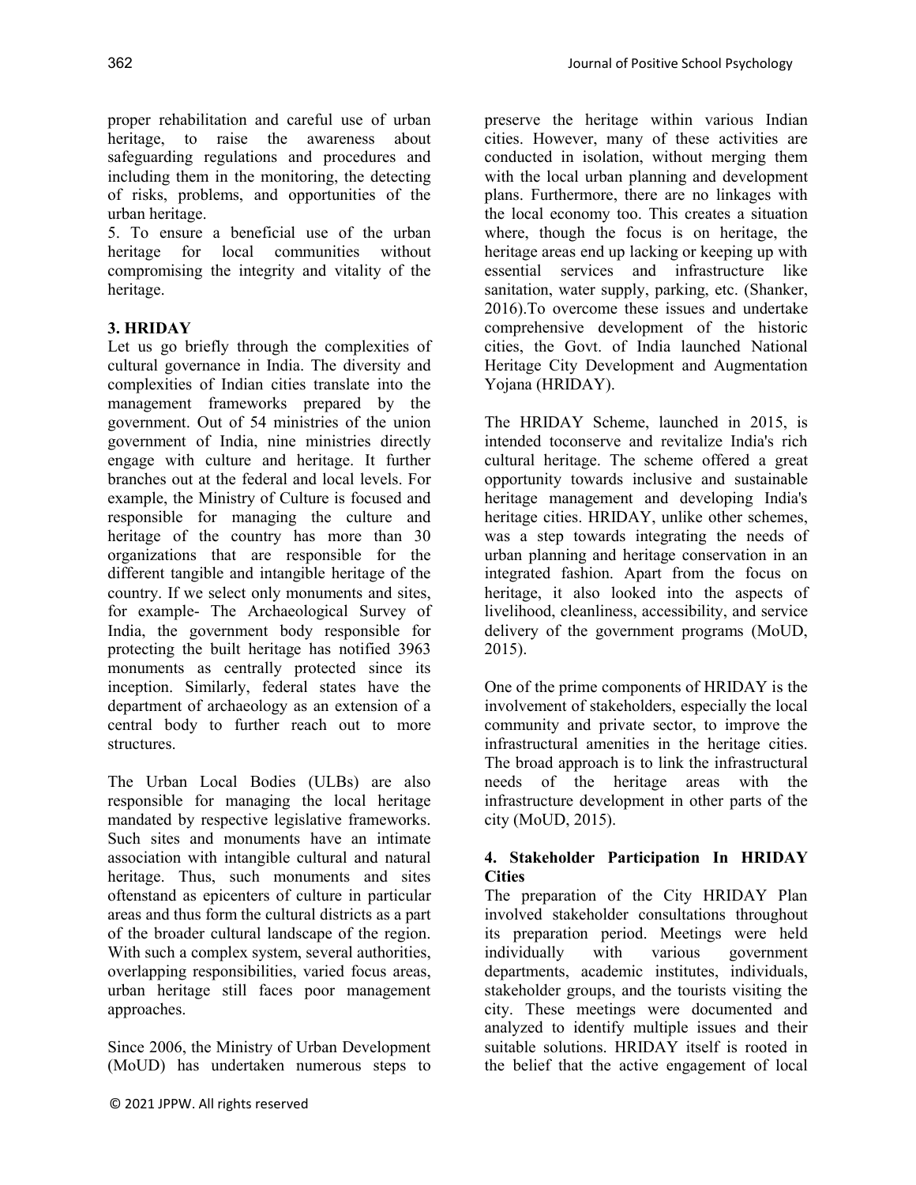proper rehabilitation and careful use of urban heritage, to raise the awareness about safeguarding regulations and procedures and including them in the monitoring, the detecting of risks, problems, and opportunities of the urban heritage.

5. To ensure a beneficial use of the urban heritage for local communities without compromising the integrity and vitality of the heritage.

## 3. HRIDAY

Let us go briefly through the complexities of cultural governance in India. The diversity and complexities of Indian cities translate into the management frameworks prepared by the government. Out of 54 ministries of the union government of India, nine ministries directly engage with culture and heritage. It further branches out at the federal and local levels. For example, the Ministry of Culture is focused and responsible for managing the culture and heritage of the country has more than 30 organizations that are responsible for the different tangible and intangible heritage of the country. If we select only monuments and sites, for example- The Archaeological Survey of India, the government body responsible for protecting the built heritage has notified 3963 monuments as centrally protected since its inception. Similarly, federal states have the department of archaeology as an extension of a central body to further reach out to more structures.

The Urban Local Bodies (ULBs) are also responsible for managing the local heritage mandated by respective legislative frameworks. Such sites and monuments have an intimate association with intangible cultural and natural heritage. Thus, such monuments and sites oftenstand as epicenters of culture in particular areas and thus form the cultural districts as a part of the broader cultural landscape of the region. With such a complex system, several authorities, overlapping responsibilities, varied focus areas, urban heritage still faces poor management approaches.

Since 2006, the Ministry of Urban Development (MoUD) has undertaken numerous steps to preserve the heritage within various Indian cities. However, many of these activities are conducted in isolation, without merging them with the local urban planning and development plans. Furthermore, there are no linkages with the local economy too. This creates a situation where, though the focus is on heritage, the heritage areas end up lacking or keeping up with essential services and infrastructure like sanitation, water supply, parking, etc. (Shanker, 2016).To overcome these issues and undertake comprehensive development of the historic cities, the Govt. of India launched National Heritage City Development and Augmentation Yojana (HRIDAY).

The HRIDAY Scheme, launched in 2015, is intended toconserve and revitalize India's rich cultural heritage. The scheme offered a great opportunity towards inclusive and sustainable heritage management and developing India's heritage cities. HRIDAY, unlike other schemes, was a step towards integrating the needs of urban planning and heritage conservation in an integrated fashion. Apart from the focus on heritage, it also looked into the aspects of livelihood, cleanliness, accessibility, and service delivery of the government programs (MoUD, 2015).

One of the prime components of HRIDAY is the involvement of stakeholders, especially the local community and private sector, to improve the infrastructural amenities in the heritage cities. The broad approach is to link the infrastructural needs of the heritage areas with the infrastructure development in other parts of the city (MoUD, 2015).

## 4. Stakeholder Participation In HRIDAY Cities

The preparation of the City HRIDAY Plan involved stakeholder consultations throughout its preparation period. Meetings were held individually with various government departments, academic institutes, individuals, stakeholder groups, and the tourists visiting the city. These meetings were documented and analyzed to identify multiple issues and their suitable solutions. HRIDAY itself is rooted in the belief that the active engagement of local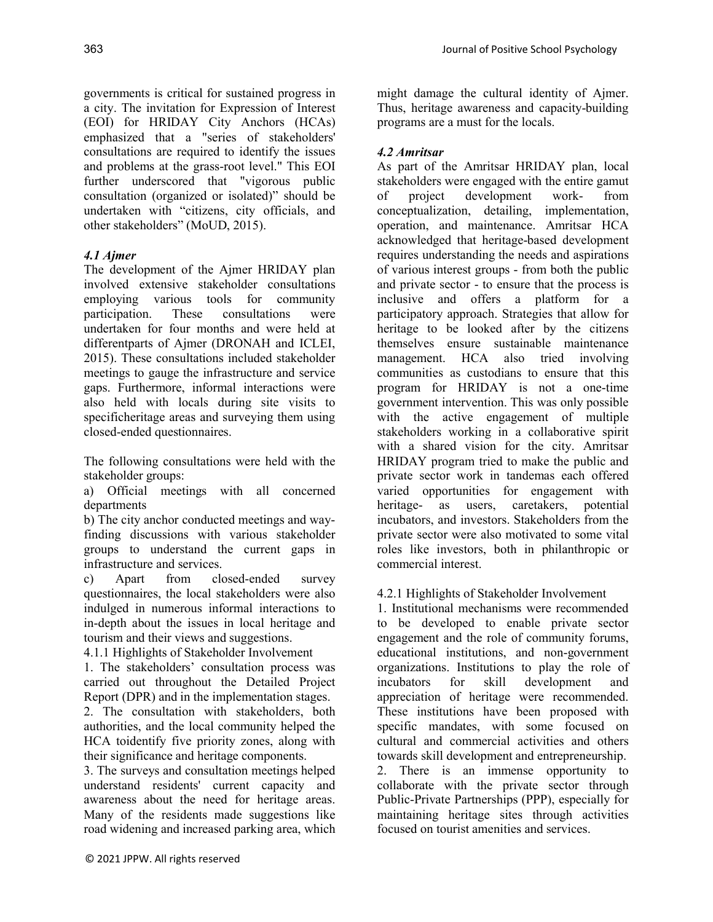governments is critical for sustained progress in a city. The invitation for Expression of Interest (EOI) for HRIDAY City Anchors (HCAs) emphasized that a "series of stakeholders' consultations are required to identify the issues and problems at the grass-root level." This EOI further underscored that "vigorous public consultation (organized or isolated)" should be undertaken with "citizens, city officials, and other stakeholders" (MoUD, 2015).

### *4.1 Ajmer*

The development of the Ajmer HRIDAY plan involved extensive stakeholder consultations employing various tools for community participation. These consultations were undertaken for four months and were held at differentparts of Ajmer (DRONAH and ICLEI, 2015). These consultations included stakeholder meetings to gauge the infrastructure and service gaps. Furthermore, informal interactions were also held with locals during site visits to specificheritage areas and surveying them using closed-ended questionnaires.

The following consultations were held with the stakeholder groups:

a) Official meetings with all concerned departments

b) The city anchor conducted meetings and way-finding discussions with various stakeholder groups to understand the current gaps in infrastructure and services.

c) Apart from closed-ended survey questionnaires, the local stakeholders were also indulged in numerous informal interactions to in-depth about the issues in local heritage and tourism and their views and suggestions.

#### 4.1.1 Highlights of Stakeholder Involvement

1. The stakeholders' consultation process was carried out throughout the Detailed Project Report (DPR) and in the implementation stages.
2. The consultation with stakeholders, both authorities, and the local community helped the HCA toidentify five priority zones, along with their significance and heritage components.
3. The surveys and consultation meetings helped understand residents' current capacity and awareness about the need for heritage areas. Many of the residents made suggestions like road widening and increased parking area, which might damage the cultural identity of Ajmer. Thus, heritage awareness and capacity-building programs are a must for the locals.

### *4.2 Amritsar*

As part of the Amritsar HRIDAY plan, local stakeholders were engaged with the entire gamut of project development work- from conceptualization, detailing, implementation, operation, and maintenance. Amritsar HCA acknowledged that heritage-based development requires understanding the needs and aspirations of various interest groups - from both the public and private sector - to ensure that the process is inclusive and offers a platform for a participatory approach. Strategies that allow for heritage to be looked after by the citizens themselves ensure sustainable maintenance management. HCA also tried involving communities as custodians to ensure that this program for HRIDAY is not a one-time government intervention. This was only possible with the active engagement of multiple stakeholders working in a collaborative spirit with a shared vision for the city. Amritsar HRIDAY program tried to make the public and private sector work in tandemas each offered varied opportunities for engagement with heritage- as users, caretakers, potential incubators, and investors. Stakeholders from the private sector were also motivated to some vital roles like investors, both in philanthropic or commercial interest.

#### 4.2.1 Highlights of Stakeholder Involvement

1. Institutional mechanisms were recommended to be developed to enable private sector engagement and the role of community forums, educational institutions, and non-government organizations. Institutions to play the role of incubators for skill development and appreciation of heritage were recommended. These institutions have been proposed with specific mandates, with some focused on cultural and commercial activities and others towards skill development and entrepreneurship.
2. There is an immense opportunity to collaborate with the private sector through Public-Private Partnerships (PPP), especially for maintaining heritage sites through activities focused on tourist amenities and services.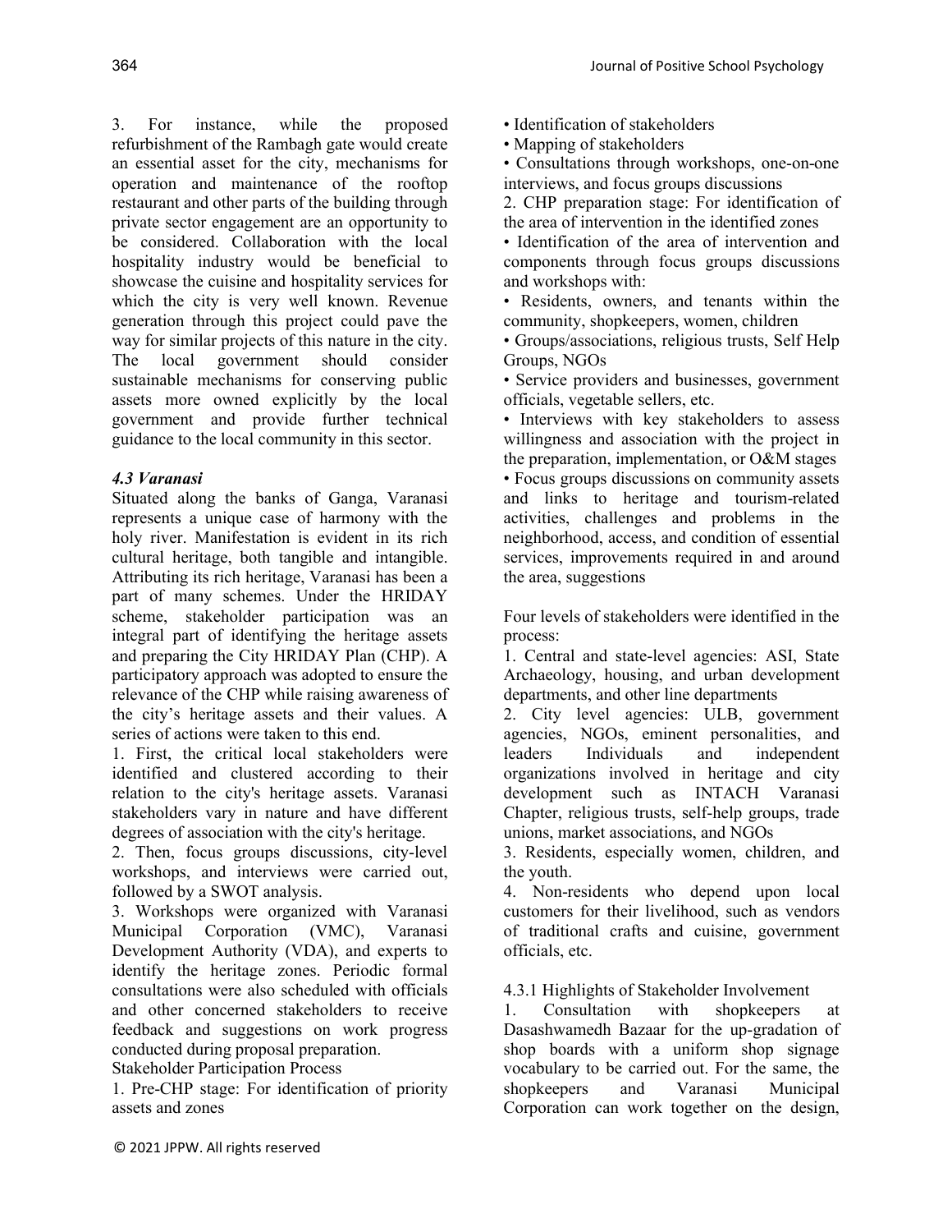3. For instance, while the proposed refurbishment of the Rambagh gate would create an essential asset for the city, mechanisms for operation and maintenance of the rooftop restaurant and other parts of the building through private sector engagement are an opportunity to be considered. Collaboration with the local hospitality industry would be beneficial to showcase the cuisine and hospitality services for which the city is very well known. Revenue generation through this project could pave the way for similar projects of this nature in the city. The local government should consider sustainable mechanisms for conserving public assets more owned explicitly by the local government and provide further technical guidance to the local community in this sector.

### *4.3 Varanasi*

Situated along the banks of Ganga, Varanasi represents a unique case of harmony with the holy river. Manifestation is evident in its rich cultural heritage, both tangible and intangible. Attributing its rich heritage, Varanasi has been a part of many schemes. Under the HRIDAY scheme, stakeholder participation was an integral part of identifying the heritage assets and preparing the City HRIDAY Plan (CHP). A participatory approach was adopted to ensure the relevance of the CHP while raising awareness of the city's heritage assets and their values. A series of actions were taken to this end.

1. First, the critical local stakeholders were identified and clustered according to their relation to the city's heritage assets. Varanasi stakeholders vary in nature and have different degrees of association with the city's heritage.
2. Then, focus groups discussions, city-level workshops, and interviews were carried out, followed by a SWOT analysis.
3. Workshops were organized with Varanasi Municipal Corporation (VMC), Varanasi Development Authority (VDA), and experts to identify the heritage zones. Periodic formal consultations were also scheduled with officials and other concerned stakeholders to receive feedback and suggestions on work progress conducted during proposal preparation.

Stakeholder Participation Process

1. Pre-CHP stage: For identification of priority assets and zones

• Identification of stakeholders
• Mapping of stakeholders
• Consultations through workshops, one-on-one interviews, and focus groups discussions

2. CHP preparation stage: For identification of the area of intervention in the identified zones

• Identification of the area of intervention and components through focus groups discussions and workshops with:
• Residents, owners, and tenants within the community, shopkeepers, women, children
• Groups/associations, religious trusts, Self Help Groups, NGOs
• Service providers and businesses, government officials, vegetable sellers, etc.
• Interviews with key stakeholders to assess willingness and association with the project in the preparation, implementation, or O&M stages
• Focus groups discussions on community assets and links to heritage and tourism-related activities, challenges and problems in the neighborhood, access, and condition of essential services, improvements required in and around the area, suggestions

Four levels of stakeholders were identified in the process:

1. Central and state-level agencies: ASI, State Archaeology, housing, and urban development departments, and other line departments
2. City level agencies: ULB, government agencies, NGOs, eminent personalities, and leaders Individuals and independent organizations involved in heritage and city development such as INTACH Varanasi Chapter, religious trusts, self-help groups, trade unions, market associations, and NGOs
3. Residents, especially women, children, and the youth.
4. Non-residents who depend upon local customers for their livelihood, such as vendors of traditional crafts and cuisine, government officials, etc.

4.3.1 Highlights of Stakeholder Involvement

1. Consultation with shopkeepers at Dasashwamedh Bazaar for the up-gradation of shop boards with a uniform shop signage vocabulary to be carried out. For the same, the shopkeepers and Varanasi Municipal Corporation can work together on the design,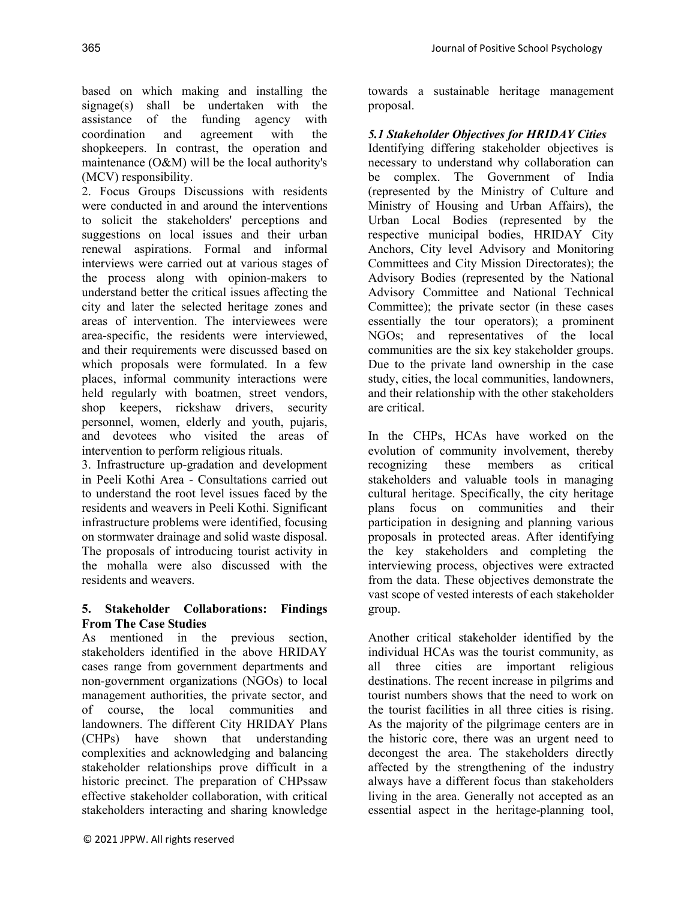based on which making and installing the signage(s) shall be undertaken with the assistance of the funding agency with coordination and agreement with the shopkeepers. In contrast, the operation and maintenance (O&M) will be the local authority's (MCV) responsibility.

2. Focus Groups Discussions with residents were conducted in and around the interventions to solicit the stakeholders' perceptions and suggestions on local issues and their urban renewal aspirations. Formal and informal interviews were carried out at various stages of the process along with opinion-makers to understand better the critical issues affecting the city and later the selected heritage zones and areas of intervention. The interviewees were area-specific, the residents were interviewed, and their requirements were discussed based on which proposals were formulated. In a few places, informal community interactions were held regularly with boatmen, street vendors, shop keepers, rickshaw drivers, security personnel, women, elderly and youth, pujaris, and devotees who visited the areas of intervention to perform religious rituals.

3. Infrastructure up-gradation and development in Peeli Kothi Area - Consultations carried out to understand the root level issues faced by the residents and weavers in Peeli Kothi. Significant infrastructure problems were identified, focusing on stormwater drainage and solid waste disposal. The proposals of introducing tourist activity in the mohalla were also discussed with the residents and weavers.

## 5. Stakeholder Collaborations: Findings From The Case Studies

As mentioned in the previous section, stakeholders identified in the above HRIDAY cases range from government departments and non-government organizations (NGOs) to local management authorities, the private sector, and of course, the local communities and landowners. The different City HRIDAY Plans (CHPs) have shown that understanding complexities and acknowledging and balancing stakeholder relationships prove difficult in a historic precinct. The preparation of CHPssaw effective stakeholder collaboration, with critical stakeholders interacting and sharing knowledge towards a sustainable heritage management proposal.

### *5.1 Stakeholder Objectives for HRIDAY Cities*

Identifying differing stakeholder objectives is necessary to understand why collaboration can be complex. The Government of India (represented by the Ministry of Culture and Ministry of Housing and Urban Affairs), the Urban Local Bodies (represented by the respective municipal bodies, HRIDAY City Anchors, City level Advisory and Monitoring Committees and City Mission Directorates); the Advisory Bodies (represented by the National Advisory Committee and National Technical Committee); the private sector (in these cases essentially the tour operators); a prominent NGOs; and representatives of the local communities are the six key stakeholder groups. Due to the private land ownership in the case study, cities, the local communities, landowners, and their relationship with the other stakeholders are critical.

In the CHPs, HCAs have worked on the evolution of community involvement, thereby recognizing these members as critical stakeholders and valuable tools in managing cultural heritage. Specifically, the city heritage plans focus on communities and their participation in designing and planning various proposals in protected areas. After identifying the key stakeholders and completing the interviewing process, objectives were extracted from the data. These objectives demonstrate the vast scope of vested interests of each stakeholder group.

Another critical stakeholder identified by the individual HCAs was the tourist community, as all three cities are important religious destinations. The recent increase in pilgrims and tourist numbers shows that the need to work on the tourist facilities in all three cities is rising. As the majority of the pilgrimage centers are in the historic core, there was an urgent need to decongest the area. The stakeholders directly affected by the strengthening of the industry always have a different focus than stakeholders living in the area. Generally not accepted as an essential aspect in the heritage-planning tool,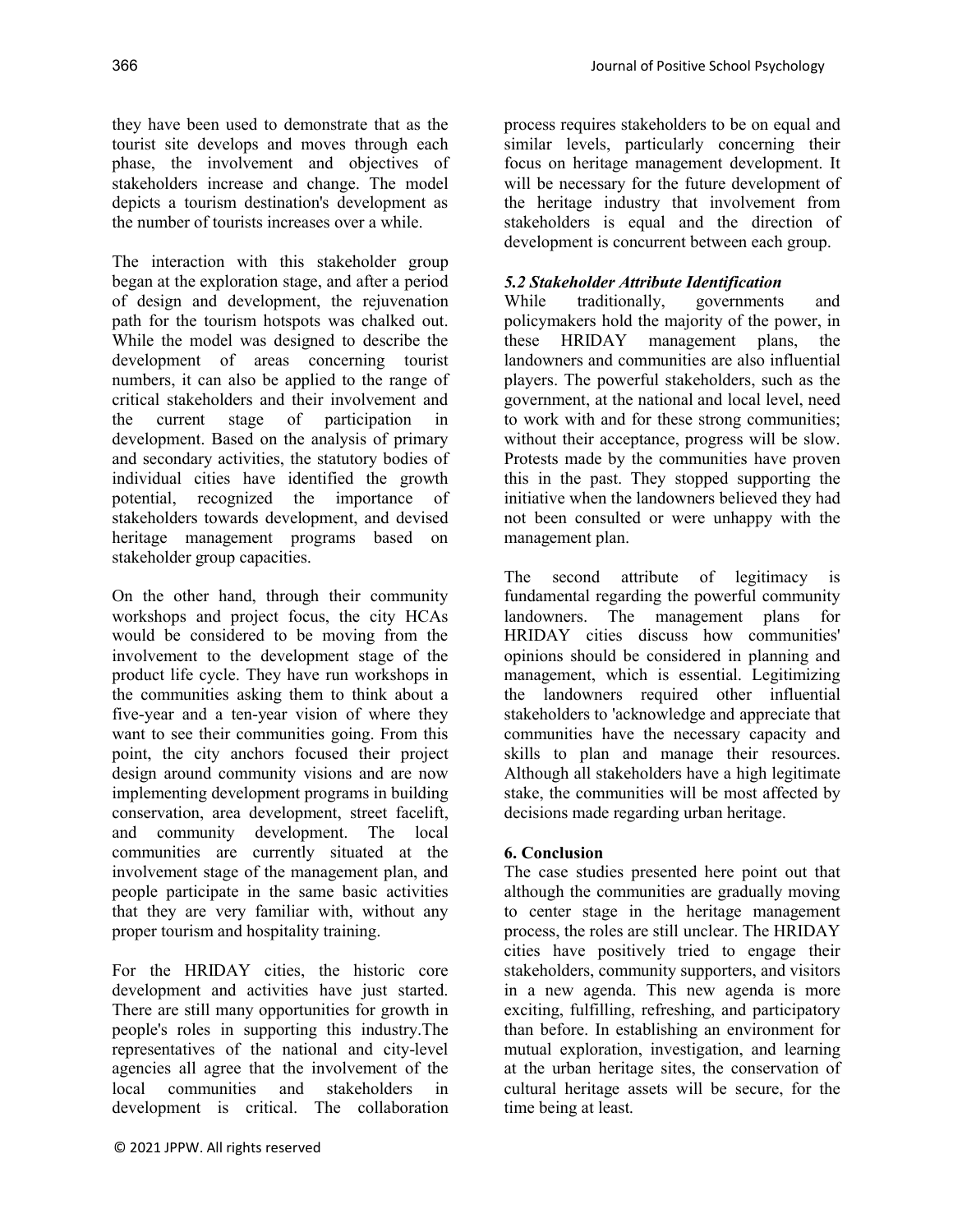they have been used to demonstrate that as the tourist site develops and moves through each phase, the involvement and objectives of stakeholders increase and change. The model depicts a tourism destination's development as the number of tourists increases over a while.

The interaction with this stakeholder group began at the exploration stage, and after a period of design and development, the rejuvenation path for the tourism hotspots was chalked out. While the model was designed to describe the development of areas concerning tourist numbers, it can also be applied to the range of critical stakeholders and their involvement and the current stage of participation in development. Based on the analysis of primary and secondary activities, the statutory bodies of individual cities have identified the growth potential, recognized the importance of stakeholders towards development, and devised heritage management programs based on stakeholder group capacities.

On the other hand, through their community workshops and project focus, the city HCAs would be considered to be moving from the involvement to the development stage of the product life cycle. They have run workshops in the communities asking them to think about a five-year and a ten-year vision of where they want to see their communities going. From this point, the city anchors focused their project design around community visions and are now implementing development programs in building conservation, area development, street facelift, and community development. The local communities are currently situated at the involvement stage of the management plan, and people participate in the same basic activities that they are very familiar with, without any proper tourism and hospitality training.

For the HRIDAY cities, the historic core development and activities have just started. There are still many opportunities for growth in people's roles in supporting this industry.The representatives of the national and city-level agencies all agree that the involvement of the local communities and stakeholders in development is critical. The collaboration process requires stakeholders to be on equal and similar levels, particularly concerning their focus on heritage management development. It will be necessary for the future development of the heritage industry that involvement from stakeholders is equal and the direction of development is concurrent between each group.

### *5.2 Stakeholder Attribute Identification*

While traditionally, governments and policymakers hold the majority of the power, in these HRIDAY management plans, the landowners and communities are also influential players. The powerful stakeholders, such as the government, at the national and local level, need to work with and for these strong communities; without their acceptance, progress will be slow. Protests made by the communities have proven this in the past. They stopped supporting the initiative when the landowners believed they had not been consulted or were unhappy with the management plan.

The second attribute of legitimacy is fundamental regarding the powerful community landowners. The management plans for HRIDAY cities discuss how communities' opinions should be considered in planning and management, which is essential. Legitimizing the landowners required other influential stakeholders to 'acknowledge and appreciate that communities have the necessary capacity and skills to plan and manage their resources. Although all stakeholders have a high legitimate stake, the communities will be most affected by decisions made regarding urban heritage.

## 6. Conclusion

The case studies presented here point out that although the communities are gradually moving to center stage in the heritage management process, the roles are still unclear. The HRIDAY cities have positively tried to engage their stakeholders, community supporters, and visitors in a new agenda. This new agenda is more exciting, fulfilling, refreshing, and participatory than before. In establishing an environment for mutual exploration, investigation, and learning at the urban heritage sites, the conservation of cultural heritage assets will be secure, for the time being at least.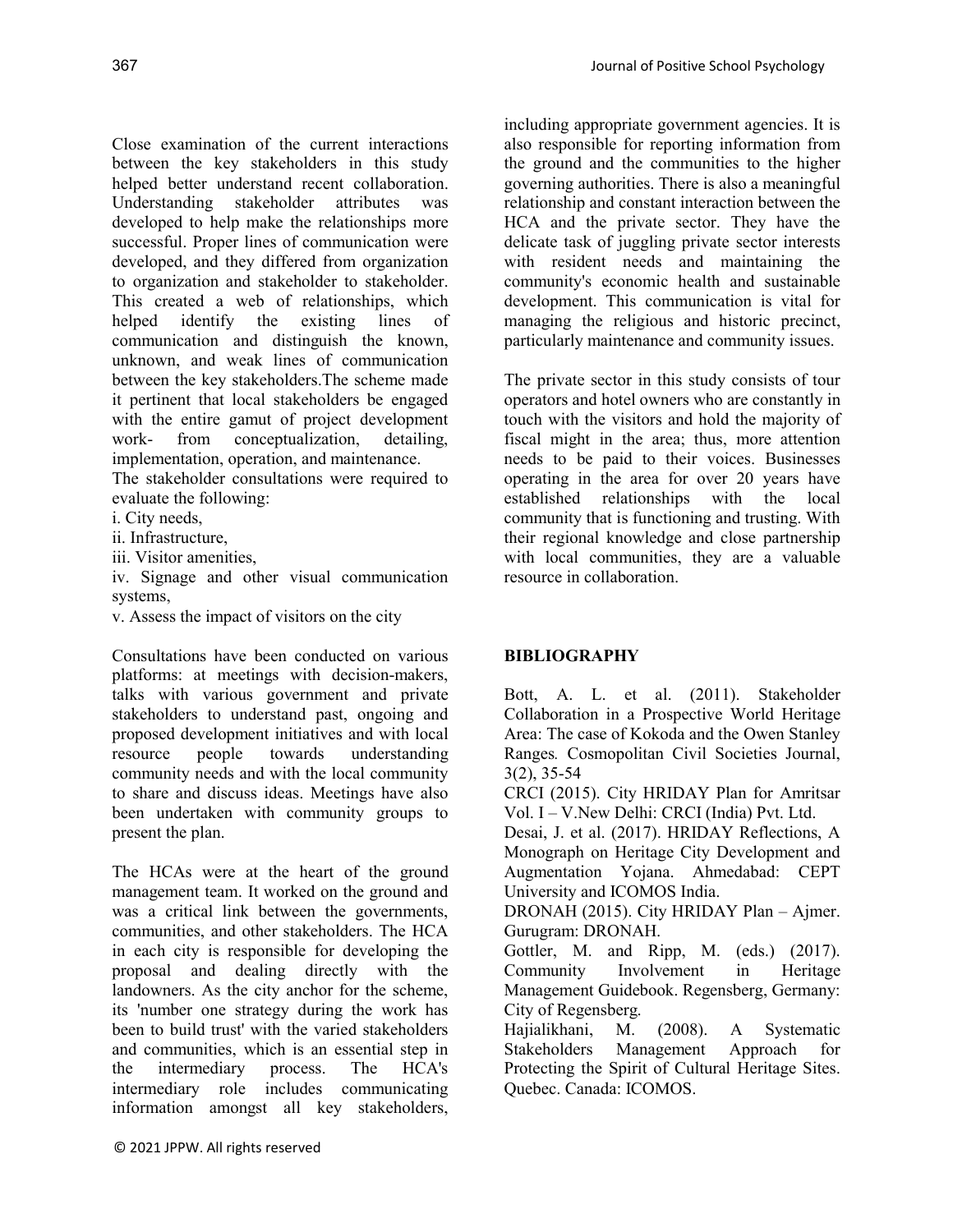Close examination of the current interactions between the key stakeholders in this study helped better understand recent collaboration. Understanding stakeholder attributes was developed to help make the relationships more successful. Proper lines of communication were developed, and they differed from organization to organization and stakeholder to stakeholder. This created a web of relationships, which helped identify the existing lines of communication and distinguish the known, unknown, and weak lines of communication between the key stakeholders.The scheme made it pertinent that local stakeholders be engaged with the entire gamut of project development work- from conceptualization, detailing, implementation, operation, and maintenance.

The stakeholder consultations were required to evaluate the following:

i. City needs,

ii. Infrastructure,

iii. Visitor amenities,

iv. Signage and other visual communication systems,

v. Assess the impact of visitors on the city

Consultations have been conducted on various platforms: at meetings with decision-makers, talks with various government and private stakeholders to understand past, ongoing and proposed development initiatives and with local resource people towards understanding community needs and with the local community to share and discuss ideas. Meetings have also been undertaken with community groups to present the plan.

The HCAs were at the heart of the ground management team. It worked on the ground and was a critical link between the governments, communities, and other stakeholders. The HCA in each city is responsible for developing the proposal and dealing directly with the landowners. As the city anchor for the scheme, its 'number one strategy during the work has been to build trust' with the varied stakeholders and communities, which is an essential step in the intermediary process. The HCA's intermediary role includes communicating information amongst all key stakeholders, including appropriate government agencies. It is also responsible for reporting information from the ground and the communities to the higher governing authorities. There is also a meaningful relationship and constant interaction between the HCA and the private sector. They have the delicate task of juggling private sector interests with resident needs and maintaining the community's economic health and sustainable development. This communication is vital for managing the religious and historic precinct, particularly maintenance and community issues.

The private sector in this study consists of tour operators and hotel owners who are constantly in touch with the visitors and hold the majority of fiscal might in the area; thus, more attention needs to be paid to their voices. Businesses operating in the area for over 20 years have established relationships with the local community that is functioning and trusting. With their regional knowledge and close partnership with local communities, they are a valuable resource in collaboration.

## BIBLIOGRAPHY

Bott, A. L. et al. (2011). Stakeholder Collaboration in a Prospective World Heritage Area: The case of Kokoda and the Owen Stanley Ranges*.* Cosmopolitan Civil Societies Journal, 3(2), 35-54

CRCI (2015). City HRIDAY Plan for Amritsar Vol. I – V.New Delhi: CRCI (India) Pvt. Ltd.

Desai, J. et al. (2017). HRIDAY Reflections, A Monograph on Heritage City Development and Augmentation Yojana. Ahmedabad: CEPT University and ICOMOS India.

DRONAH (2015). City HRIDAY Plan – Ajmer. Gurugram: DRONAH.

Gottler, M. and Ripp, M. (eds.) (2017). Community Involvement in Heritage Management Guidebook. Regensberg, Germany: City of Regensberg.

Hajialikhani, M. (2008). A Systematic Stakeholders Management Approach for Protecting the Spirit of Cultural Heritage Sites. Quebec. Canada: ICOMOS.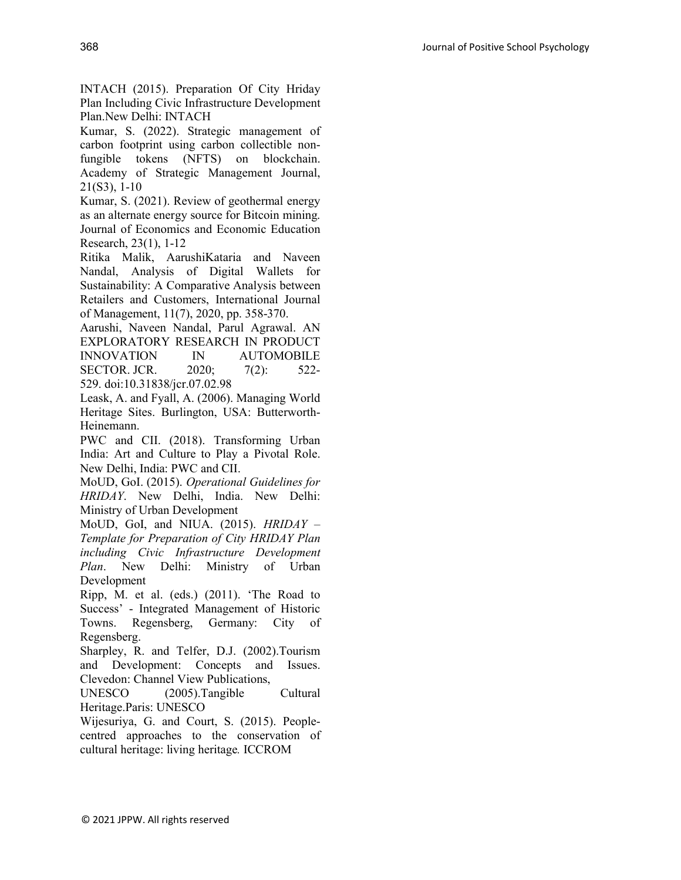INTACH (2015). Preparation Of City Hriday Plan Including Civic Infrastructure Development Plan.New Delhi: INTACH

Kumar, S. (2022). Strategic management of carbon footprint using carbon collectible non-fungible tokens (NFTS) on blockchain. Academy of Strategic Management Journal, 21(S3), 1-10

Kumar, S. (2021). Review of geothermal energy as an alternate energy source for Bitcoin mining. Journal of Economics and Economic Education Research, 23(1), 1-12

Ritika Malik, AarushiKataria and Naveen Nandal, Analysis of Digital Wallets for Sustainability: A Comparative Analysis between Retailers and Customers, International Journal of Management, 11(7), 2020, pp. 358-370.

Aarushi, Naveen Nandal, Parul Agrawal. AN EXPLORATORY RESEARCH IN PRODUCT INNOVATION IN AUTOMOBILE SECTOR. JCR. 2020; 7(2): 522-529. doi:10.31838/jcr.07.02.98

Leask, A. and Fyall, A. (2006). Managing World Heritage Sites. Burlington, USA: Butterworth-Heinemann.

PWC and CII. (2018). Transforming Urban India: Art and Culture to Play a Pivotal Role. New Delhi, India: PWC and CII.

MoUD, GoI. (2015). *Operational Guidelines for HRIDAY*. New Delhi, India. New Delhi: Ministry of Urban Development

MoUD, GoI, and NIUA. (2015). *HRIDAY – Template for Preparation of City HRIDAY Plan including Civic Infrastructure Development Plan*. New Delhi: Ministry of Urban Development

Ripp, M. et al. (eds.) (2011). 'The Road to Success' - Integrated Management of Historic Towns. Regensberg, Germany: City of Regensberg.

Sharpley, R. and Telfer, D.J. (2002).Tourism and Development: Concepts and Issues. Clevedon: Channel View Publications,

UNESCO (2005).Tangible Cultural Heritage.Paris: UNESCO

Wijesuriya, G. and Court, S. (2015). People-centred approaches to the conservation of cultural heritage: living heritage*.* ICCROM